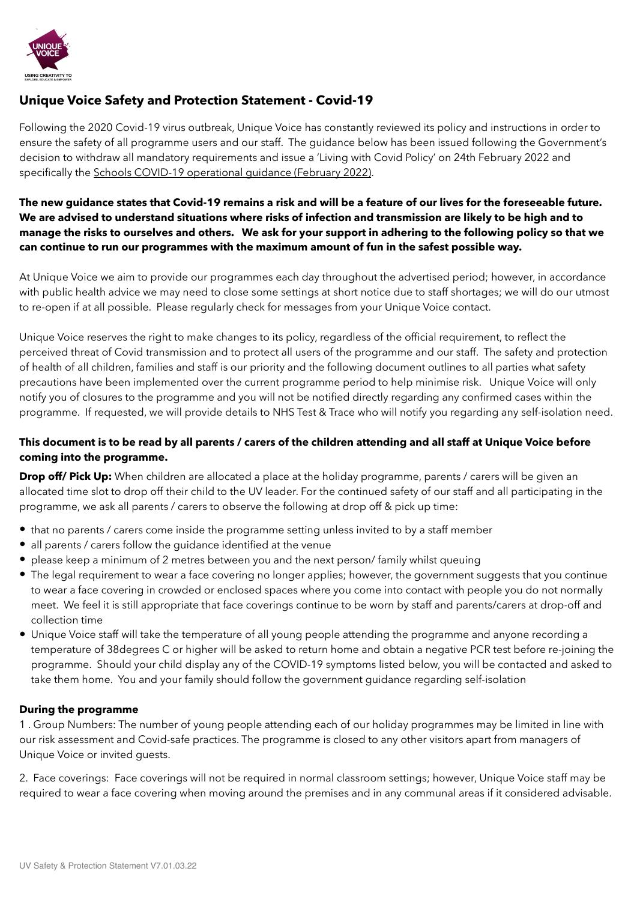# Unique Voice Safety and Protection Statement - Covid-19

Following the 2020 Covid-19 virus outbreak, Unique Voice has constantly reviewed its policy and instructions in order to ensure the safety of all programme users and our staff. The guidance below has been issued following the Government's decision to withdraw all mandatory requirements and issue a 'Living with Covid Policy' on 24th February 2022 and specifically the Schools COVID-19 operational guidance (February 2022).

**The new guidance states that Covid-19 remains a risk and will be a feature of our lives for the foreseeable future. We are advised to understand situations where risks of infection and transmission are likely to be high and to manage the risks to ourselves and others. We ask for your support in adhering to the following policy so that we can continue to run our programmes with the maximum amount of fun in the safest possible way.**

At Unique Voice we aim to provide our programmes each day throughout the advertised period; however, in accordance with public health advice we may need to close some settings at short notice due to staff shortages; we will do our utmost to re-open if at all possible. Please regularly check for messages from your Unique Voice contact.

Unique Voice reserves the right to make changes to its policy, regardless of the official requirement, to reflect the perceived threat of Covid transmission and to protect all users of the programme and our staff. The safety and protection of health of all children, families and staff is our priority and the following document outlines to all parties what safety precautions have been implemented over the current programme period to help minimise risk. Unique Voice will only notify you of closures to the programme and you will not be notified directly regarding any confirmed cases within the programme. If requested, we will provide details to NHS Test & Trace who will notify you regarding any self-isolation need.

**This document is to be read by all parents / carers of the children attending and all staff at Unique Voice before coming into the programme.**

**Drop off/ Pick Up:** When children are allocated a place at the holiday programme, parents / carers will be given an allocated time slot to drop off their child to the UV leader. For the continued safety of our staff and all participating in the programme, we ask all parents / carers to observe the following at drop off & pick up time:

- that no parents / carers come inside the programme setting unless invited to by a staff member
- all parents / carers follow the guidance identified at the venue
- please keep a minimum of 2 metres between you and the next person/ family whilst queuing
- The legal requirement to wear a face covering no longer applies; however, the government suggests that you continue to wear a face covering in crowded or enclosed spaces where you come into contact with people you do not normally meet. We feel it is still appropriate that face coverings continue to be worn by staff and parents/carers at drop-off and collection time
- Unique Voice staff will take the temperature of all young people attending the programme and anyone recording a temperature of 38degrees C or higher will be asked to return home and obtain a negative PCR test before re-joining the programme. Should your child display any of the COVID-19 symptoms listed below, you will be contacted and asked to take them home. You and your family should follow the government guidance regarding self-isolation

**During the programme**

1 . Group Numbers: The number of young people attending each of our holiday programmes may be limited in line with our risk assessment and Covid-safe practices. The programme is closed to any other visitors apart from managers of Unique Voice or invited guests.

2. Face coverings: Face coverings will not be required in normal classroom settings; however, Unique Voice staff may be required to wear a face covering when moving around the premises and in any communal areas if it considered advisable.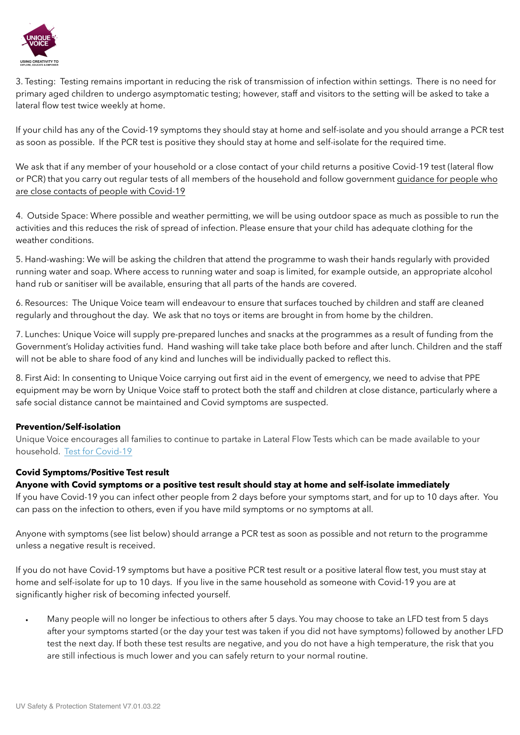3. Testing: Testing remains important in reducing the risk of transmission of infection within settings. There is no need for primary aged children to undergo asymptomatic testing; however, staff and visitors to the setting will be asked to take a lateral flow test twice weekly at home.

If your child has any of the Covid-19 symptoms they should stay at home and self-isolate and you should arrange a PCR test as soon as possible. If the PCR test is positive they should stay at home and self-isolate for the required time.

We ask that if any member of your household or a close contact of your child returns a positive Covid-19 test (lateral flow or PCR) that you carry out regular tests of all members of the household and follow government guidance for people who are close contacts of people with Covid-19

4. Outside Space: Where possible and weather permitting, we will be using outdoor space as much as possible to run the activities and this reduces the risk of spread of infection. Please ensure that your child has adequate clothing for the weather conditions.

5. Hand-washing: We will be asking the children that attend the programme to wash their hands regularly with provided running water and soap. Where access to running water and soap is limited, for example outside, an appropriate alcohol hand rub or sanitiser will be available, ensuring that all parts of the hands are covered.

6. Resources: The Unique Voice team will endeavour to ensure that surfaces touched by children and staff are cleaned regularly and throughout the day. We ask that no toys or items are brought in from home by the children.

7. Lunches: Unique Voice will supply pre-prepared lunches and snacks at the programmes as a result of funding from the Government's Holiday activities fund. Hand washing will take take place both before and after lunch. Children and the staff will not be able to share food of any kind and lunches will be individually packed to reflect this.

8. First Aid: In consenting to Unique Voice carrying out first aid in the event of emergency, we need to advise that PPE equipment may be worn by Unique Voice staff to protect both the staff and children at close distance, particularly where a safe social distance cannot be maintained and Covid symptoms are suspected.

**Prevention/Self-isolation**

Unique Voice encourages all families to continue to partake in Lateral Flow Tests which can be made available to your household. Test for Covid-19

**Covid Symptoms/Positive Test result**

**Anyone with Covid symptoms or a positive test result should stay at home and self-isolate immediately**

If you have Covid-19 you can infect other people from 2 days before your symptoms start, and for up to 10 days after. You can pass on the infection to others, even if you have mild symptoms or no symptoms at all.

Anyone with symptoms (see list below) should arrange a PCR test as soon as possible and not return to the programme unless a negative result is received.

If you do not have Covid-19 symptoms but have a positive PCR test result or a positive lateral flow test, you must stay at home and self-isolate for up to 10 days. If you live in the same household as someone with Covid-19 you are at significantly higher risk of becoming infected yourself.

- Many people will no longer be infectious to others after 5 days. You may choose to take an LFD test from 5 days after your symptoms started (or the day your test was taken if you did not have symptoms) followed by another LFD test the next day. If both these test results are negative, and you do not have a high temperature, the risk that you are still infectious is much lower and you can safely return to your normal routine.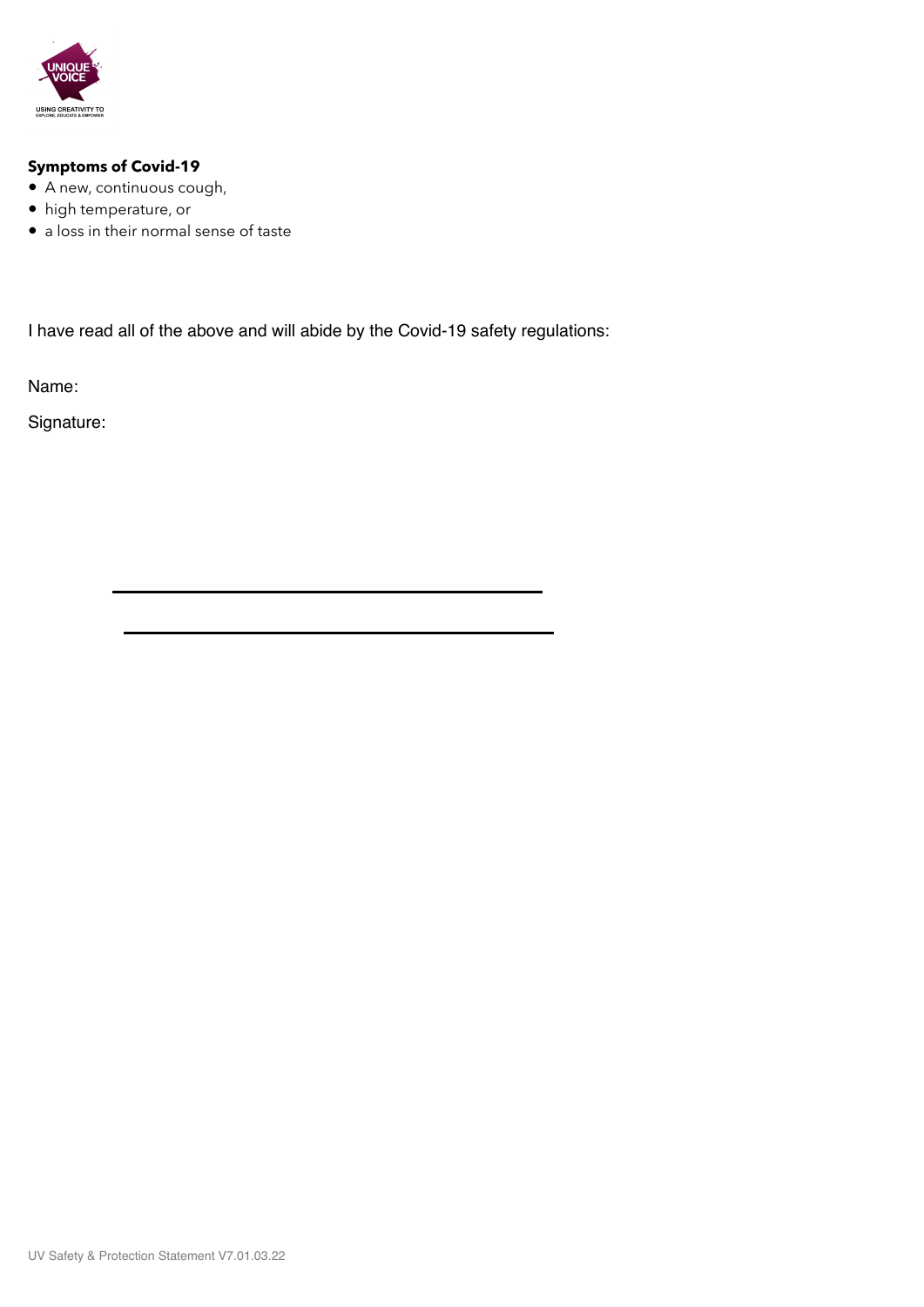**Symptoms of Covid-19**

- A new, continuous cough,
- high temperature, or
- a loss in their normal sense of taste

I have read all of the above and will abide by the Covid-19 safety regulations:

Name: ______________________________

Signature: ______________________________